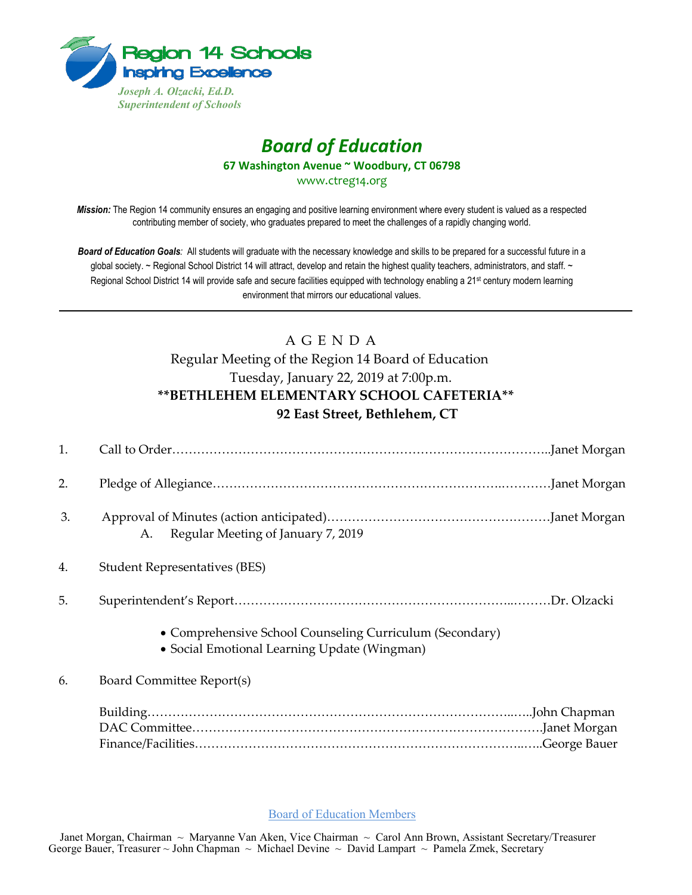Region 14 Schools
Inspiring Excellence

*Joseph A. Olzacki, Ed.D.*
*Superintendent of Schools*

# *Board of Education*

**67 Washington Avenue ~ Woodbury, CT 06798**

www.ctreg14.org

***Mission:*** The Region 14 community ensures an engaging and positive learning environment where every student is valued as a respected contributing member of society, who graduates prepared to meet the challenges of a rapidly changing world.

***Board of Education Goals**:* All students will graduate with the necessary knowledge and skills to be prepared for a successful future in a global society. ~ Regional School District 14 will attract, develop and retain the highest quality teachers, administrators, and staff. ~ Regional School District 14 will provide safe and secure facilities equipped with technology enabling a 21st century modern learning environment that mirrors our educational values.

---

## A G E N D A

Regular Meeting of the Region 14 Board of Education
Tuesday, January 22, 2019 at 7:00p.m.
**\*\*BETHLEHEM ELEMENTARY SCHOOL CAFETERIA\*\***
**92 East Street, Bethlehem, CT**

1. Call to Order……………………………………………………………………………..Janet Morgan

2. Pledge of Allegiance…………………………………………………………..…………Janet Morgan

3. Approval of Minutes (action anticipated)………………………………………………Janet Morgan
   A. Regular Meeting of January 7, 2019

4. Student Representatives (BES)

5. Superintendent's Report………………………………………………………..………Dr. Olzacki
   - Comprehensive School Counseling Curriculum (Secondary)
   - Social Emotional Learning Update (Wingman)

6. Board Committee Report(s)

   Building………………………………………………………………………...…..John Chapman
   DAC Committee…………………………………………………………………….Janet Morgan
   Finance/Facilities………………………………………………………………..…..George Bauer

Board of Education Members

Janet Morgan, Chairman ~ Maryanne Van Aken, Vice Chairman ~ Carol Ann Brown, Assistant Secretary/Treasurer
George Bauer, Treasurer ~ John Chapman ~ Michael Devine ~ David Lampart ~ Pamela Zmek, Secretary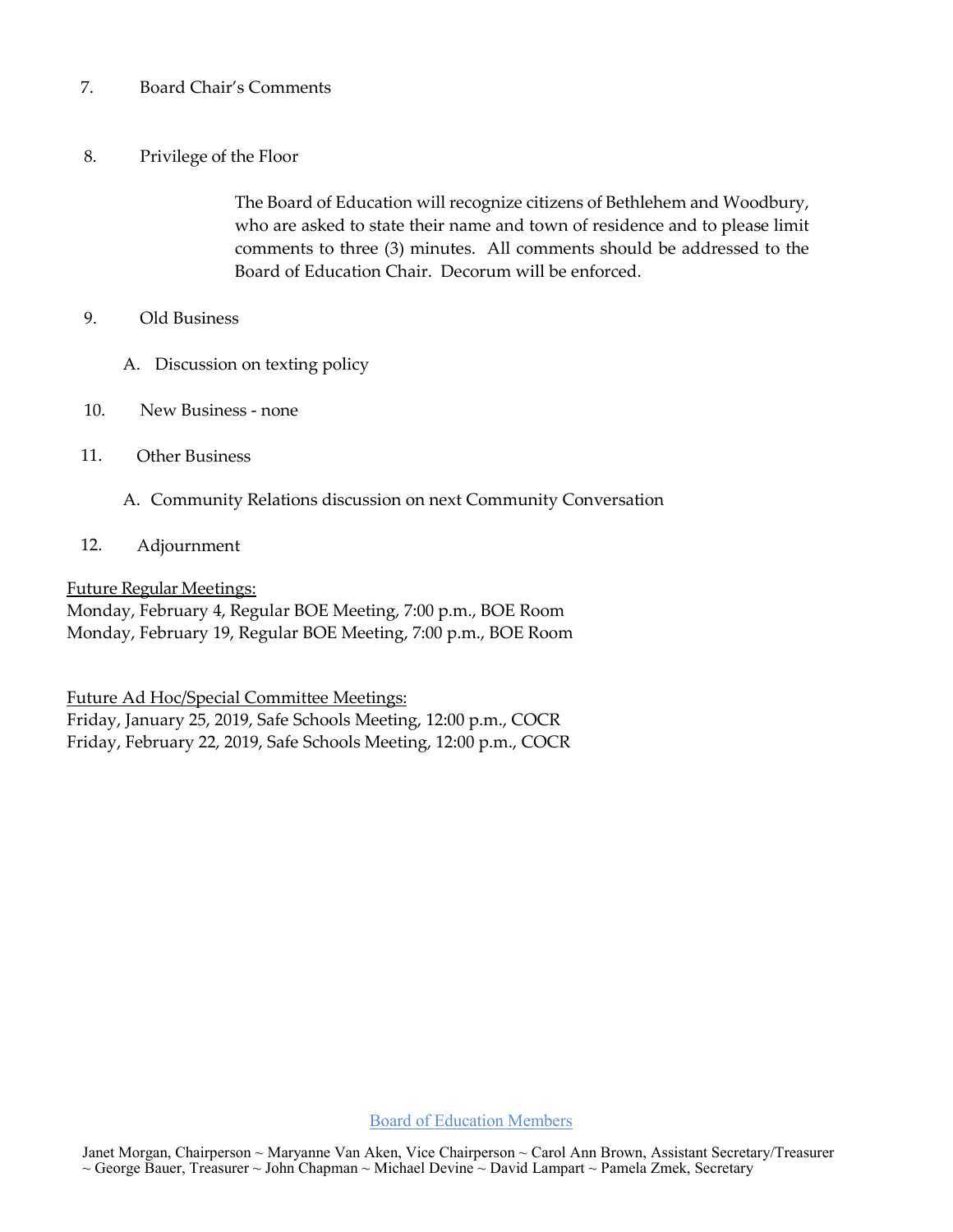7. Board Chair's Comments

8. Privilege of the Floor

   The Board of Education will recognize citizens of Bethlehem and Woodbury, who are asked to state their name and town of residence and to please limit comments to three (3) minutes. All comments should be addressed to the Board of Education Chair. Decorum will be enforced.

9. Old Business

   A. Discussion on texting policy

10. New Business - none

11. Other Business

    A. Community Relations discussion on next Community Conversation

12. Adjournment

<u>Future Regular Meetings:</u>
Monday, February 4, Regular BOE Meeting, 7:00 p.m., BOE Room
Monday, February 19, Regular BOE Meeting, 7:00 p.m., BOE Room

<u>Future Ad Hoc/Special Committee Meetings:</u>
Friday, January 25, 2019, Safe Schools Meeting, 12:00 p.m., COCR
Friday, February 22, 2019, Safe Schools Meeting, 12:00 p.m., COCR

Board of Education Members

Janet Morgan, Chairperson ~ Maryanne Van Aken, Vice Chairperson ~ Carol Ann Brown, Assistant Secretary/Treasurer ~ George Bauer, Treasurer ~ John Chapman ~ Michael Devine ~ David Lampart ~ Pamela Zmek, Secretary